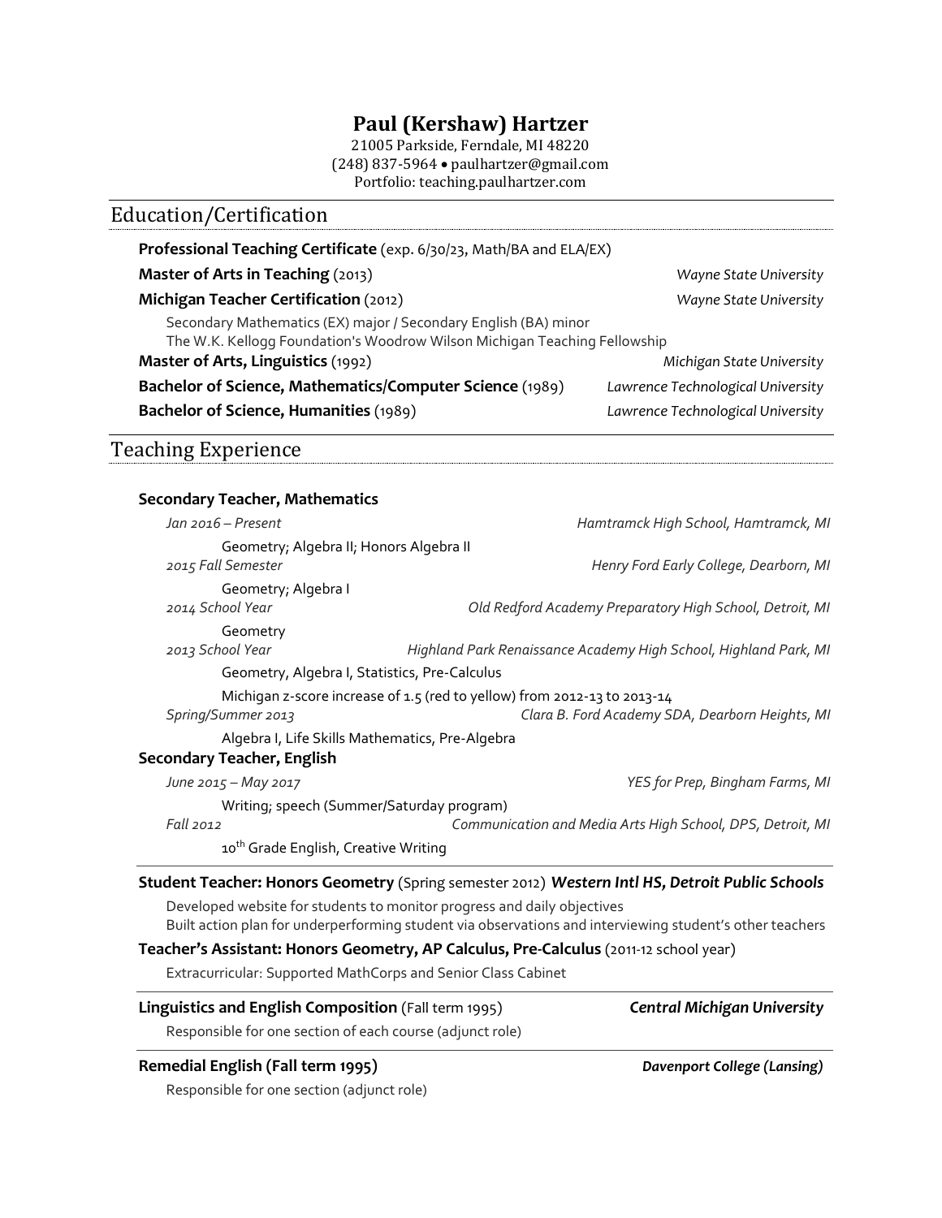# Paul (Kershaw) Hartzer

21005 Parkside, Ferndale, MI 48220
(248) 837-5964 • paulhartzer@gmail.com
Portfolio: teaching.paulhartzer.com

## Education/Certification

**Professional Teaching Certificate** (exp. 6/30/23, Math/BA and ELA/EX)

**Master of Arts in Teaching** (2013) — *Wayne State University*

**Michigan Teacher Certification** (2012) — *Wayne State University*

Secondary Mathematics (EX) major / Secondary English (BA) minor
The W.K. Kellogg Foundation's Woodrow Wilson Michigan Teaching Fellowship

**Master of Arts, Linguistics** (1992) — *Michigan State University*

**Bachelor of Science, Mathematics/Computer Science** (1989) — *Lawrence Technological University*

**Bachelor of Science, Humanities** (1989) — *Lawrence Technological University*

## Teaching Experience

**Secondary Teacher, Mathematics**

*Jan 2016 – Present* — *Hamtramck High School, Hamtramck, MI*

Geometry; Algebra II; Honors Algebra II

*2015 Fall Semester* — *Henry Ford Early College, Dearborn, MI*

Geometry; Algebra I

*2014 School Year* — *Old Redford Academy Preparatory High School, Detroit, MI*

Geometry

*2013 School Year* — *Highland Park Renaissance Academy High School, Highland Park, MI*

Geometry, Algebra I, Statistics, Pre-Calculus

Michigan z-score increase of 1.5 (red to yellow) from 2012-13 to 2013-14

*Spring/Summer 2013* — *Clara B. Ford Academy SDA, Dearborn Heights, MI*

Algebra I, Life Skills Mathematics, Pre-Algebra

**Secondary Teacher, English**

*June 2015 – May 2017* — *YES for Prep, Bingham Farms, MI*

Writing; speech (Summer/Saturday program)

*Fall 2012* — *Communication and Media Arts High School, DPS, Detroit, MI*

10th Grade English, Creative Writing

**Student Teacher: Honors Geometry** (Spring semester 2012) — ***Western Intl HS, Detroit Public Schools***

Developed website for students to monitor progress and daily objectives
Built action plan for underperforming student via observations and interviewing student's other teachers

**Teacher's Assistant: Honors Geometry, AP Calculus, Pre-Calculus** (2011-12 school year)

Extracurricular: Supported MathCorps and Senior Class Cabinet

**Linguistics and English Composition** (Fall term 1995) — ***Central Michigan University***

Responsible for one section of each course (adjunct role)

**Remedial English (Fall term 1995)** — ***Davenport College (Lansing)***

Responsible for one section (adjunct role)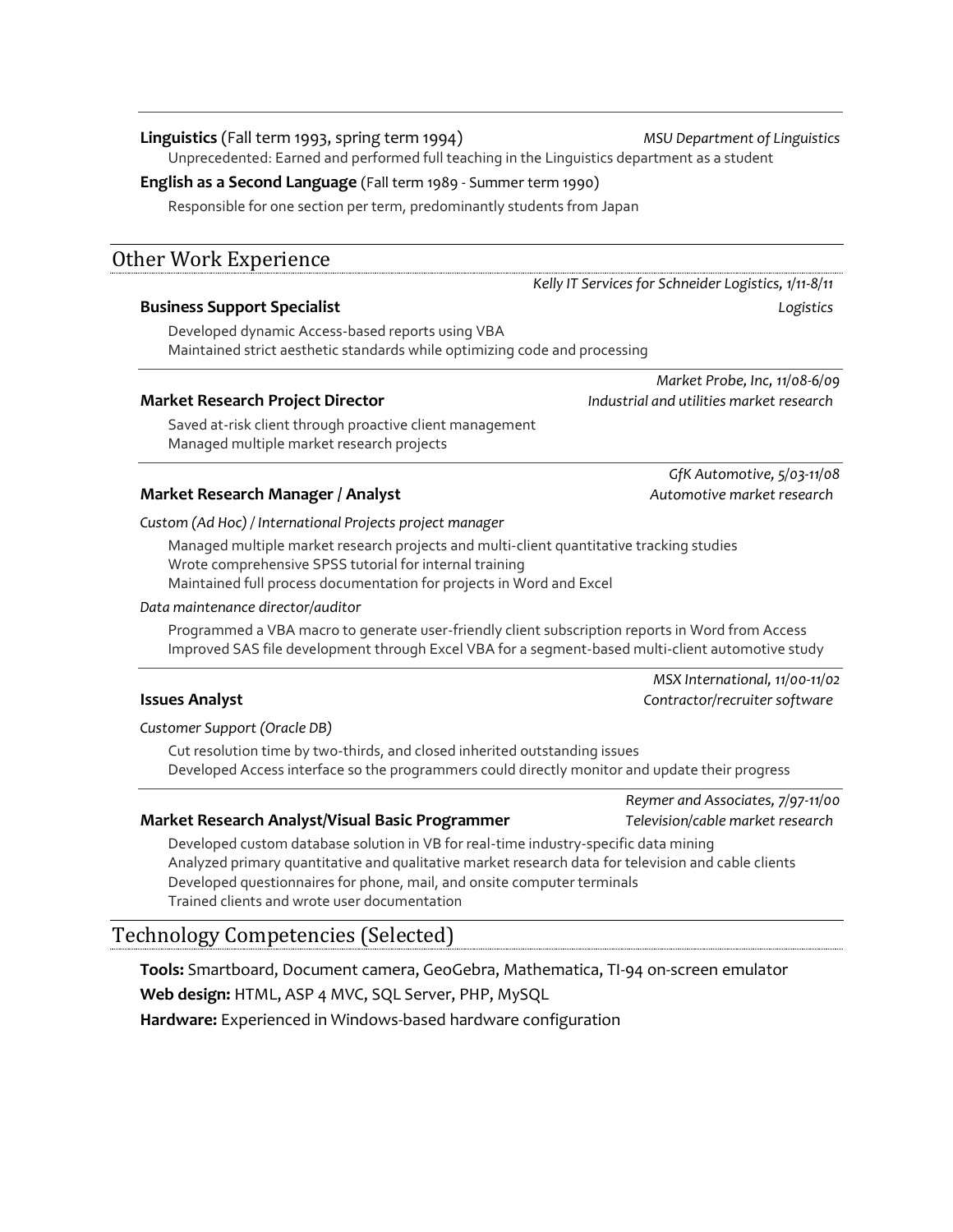**Linguistics** (Fall term 1993, spring term 1994) *MSU Department of Linguistics*

Unprecedented: Earned and performed full teaching in the Linguistics department as a student

**English as a Second Language** (Fall term 1989 - Summer term 1990)

Responsible for one section per term, predominantly students from Japan

## Other Work Experience

*Kelly IT Services for Schneider Logistics, 1/11-8/11*

**Business Support Specialist** *Logistics*

Developed dynamic Access-based reports using VBA
Maintained strict aesthetic standards while optimizing code and processing

*Market Probe, Inc, 11/08-6/09*

**Market Research Project Director** *Industrial and utilities market research*

Saved at-risk client through proactive client management
Managed multiple market research projects

*GfK Automotive, 5/03-11/08*

**Market Research Manager / Analyst** *Automotive market research*

*Custom (Ad Hoc) / International Projects project manager*

Managed multiple market research projects and multi-client quantitative tracking studies
Wrote comprehensive SPSS tutorial for internal training
Maintained full process documentation for projects in Word and Excel

*Data maintenance director/auditor*

Programmed a VBA macro to generate user-friendly client subscription reports in Word from Access
Improved SAS file development through Excel VBA for a segment-based multi-client automotive study

*MSX International, 11/00-11/02*

**Issues Analyst** *Contractor/recruiter software*

*Customer Support (Oracle DB)*

Cut resolution time by two-thirds, and closed inherited outstanding issues
Developed Access interface so the programmers could directly monitor and update their progress

*Reymer and Associates, 7/97-11/00*

**Market Research Analyst/Visual Basic Programmer** *Television/cable market research*

Developed custom database solution in VB for real-time industry-specific data mining
Analyzed primary quantitative and qualitative market research data for television and cable clients
Developed questionnaires for phone, mail, and onsite computer terminals
Trained clients and wrote user documentation

## Technology Competencies (Selected)

**Tools:** Smartboard, Document camera, GeoGebra, Mathematica, TI-94 on-screen emulator

**Web design:** HTML, ASP 4 MVC, SQL Server, PHP, MySQL

**Hardware:** Experienced in Windows-based hardware configuration